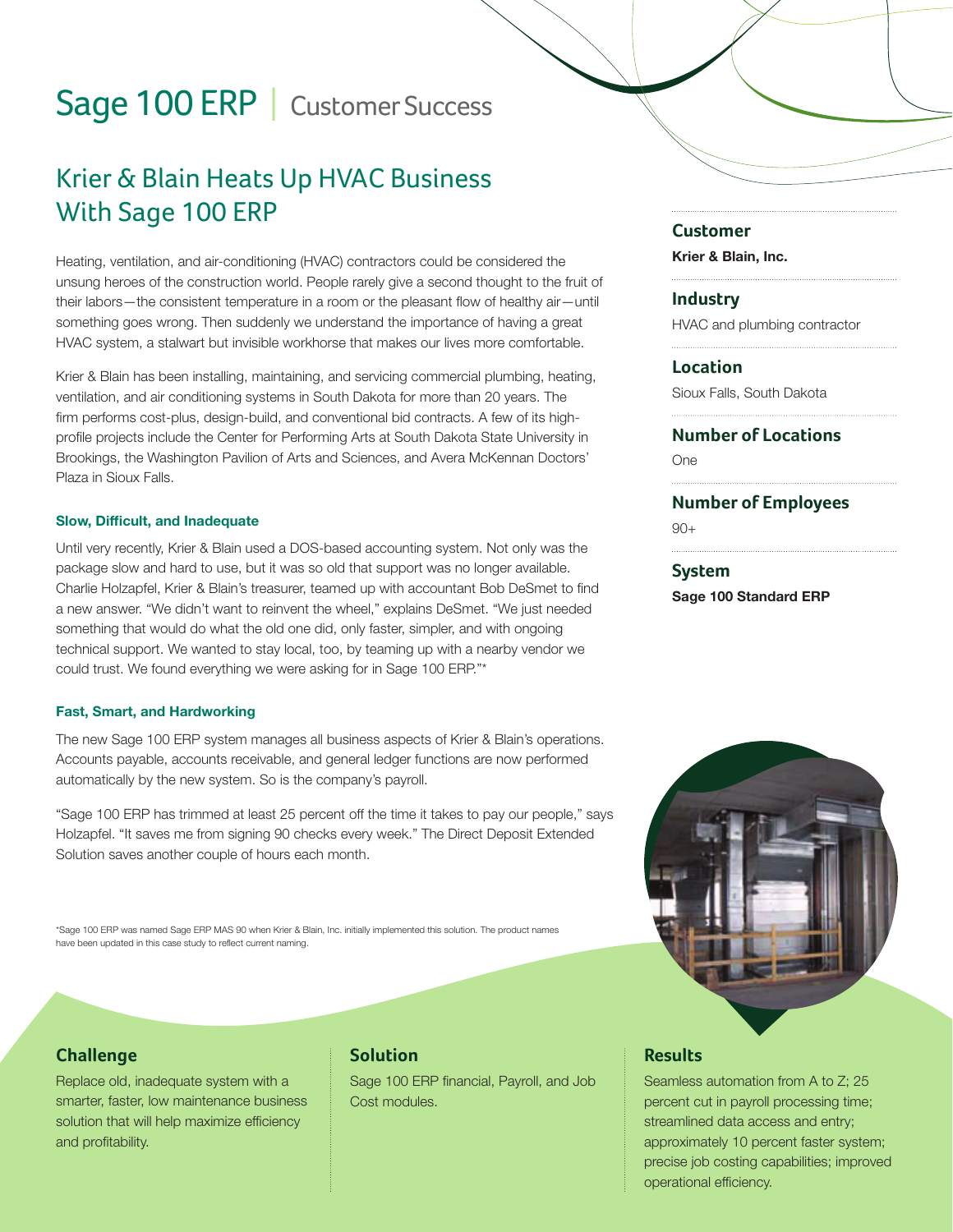# Sage 100 ERP | Customer Success

## Krier & Blain Heats Up HVAC Business With Sage 100 ERP

Heating, ventilation, and air-conditioning (HVAC) contractors could be considered the unsung heroes of the construction world. People rarely give a second thought to the fruit of their labors—the consistent temperature in a room or the pleasant flow of healthy air—until something goes wrong. Then suddenly we understand the importance of having a great HVAC system, a stalwart but invisible workhorse that makes our lives more comfortable.

Krier & Blain has been installing, maintaining, and servicing commercial plumbing, heating, ventilation, and air conditioning systems in South Dakota for more than 20 years. The firm performs cost-plus, design-build, and conventional bid contracts. A few of its high-profile projects include the Center for Performing Arts at South Dakota State University in Brookings, the Washington Pavilion of Arts and Sciences, and Avera McKennan Doctors' Plaza in Sioux Falls.

### Slow, Difficult, and Inadequate

Until very recently, Krier & Blain used a DOS-based accounting system. Not only was the package slow and hard to use, but it was so old that support was no longer available. Charlie Holzapfel, Krier & Blain's treasurer, teamed up with accountant Bob DeSmet to find a new answer. "We didn't want to reinvent the wheel," explains DeSmet. "We just needed something that would do what the old one did, only faster, simpler, and with ongoing technical support. We wanted to stay local, too, by teaming up with a nearby vendor we could trust. We found everything we were asking for in Sage 100 ERP."*

### Fast, Smart, and Hardworking

The new Sage 100 ERP system manages all business aspects of Krier & Blain's operations. Accounts payable, accounts receivable, and general ledger functions are now performed automatically by the new system. So is the company's payroll.

"Sage 100 ERP has trimmed at least 25 percent off the time it takes to pay our people," says Holzapfel. "It saves me from signing 90 checks every week." The Direct Deposit Extended Solution saves another couple of hours each month.

*Sage 100 ERP was named Sage ERP MAS 90 when Krier & Blain, Inc. initially implemented this solution. The product names have been updated in this case study to reflect current naming.

**Customer**
**Krier & Blain, Inc.**

**Industry**
HVAC and plumbing contractor

**Location**
Sioux Falls, South Dakota

**Number of Locations**
One

**Number of Employees**
90+

**System**
**Sage 100 Standard ERP**

### Challenge

Replace old, inadequate system with a smarter, faster, low maintenance business solution that will help maximize efficiency and profitability.

### Solution

Sage 100 ERP financial, Payroll, and Job Cost modules.

### Results

Seamless automation from A to Z; 25 percent cut in payroll processing time; streamlined data access and entry; approximately 10 percent faster system; precise job costing capabilities; improved operational efficiency.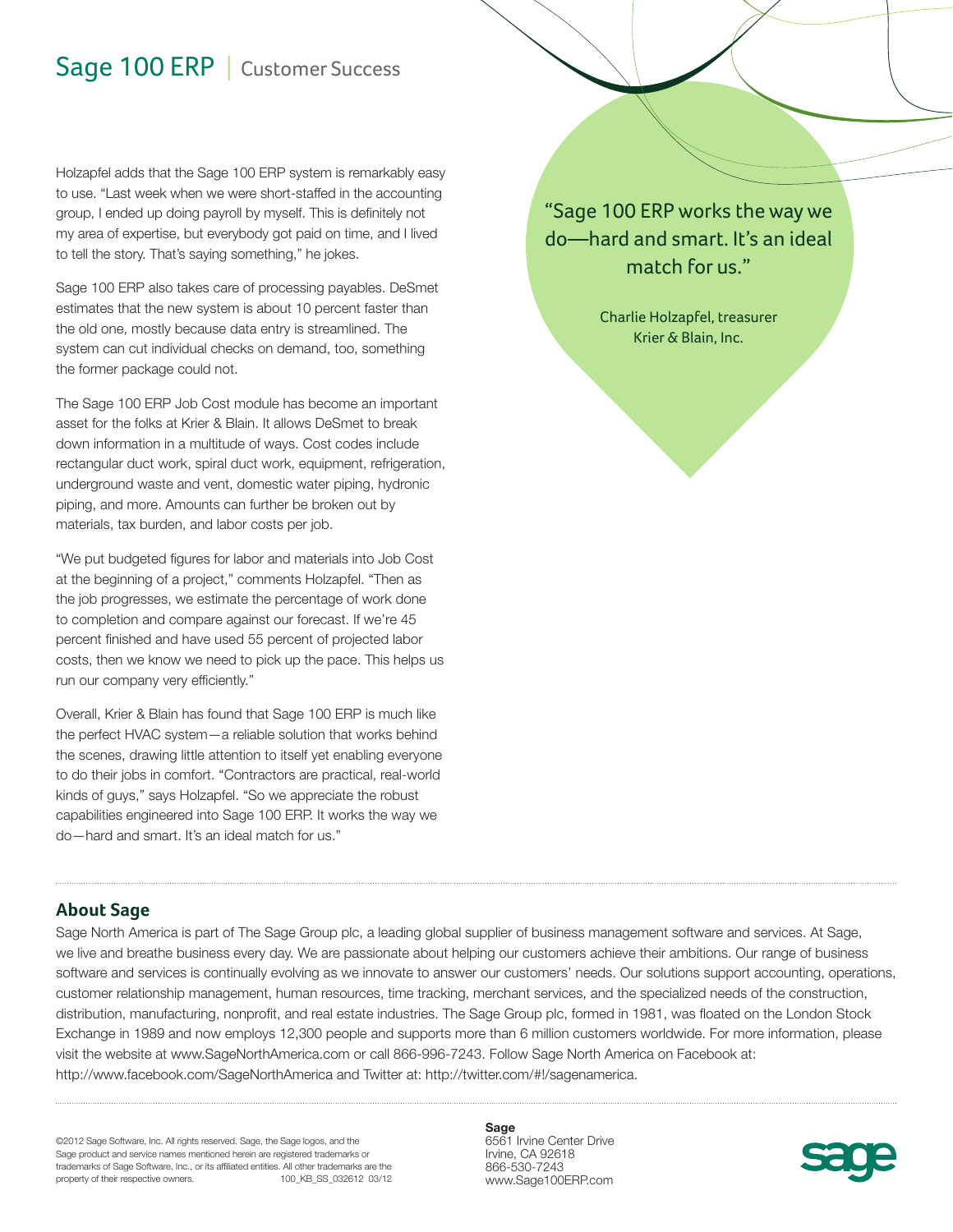Holzapfel adds that the Sage 100 ERP system is remarkably easy to use. "Last week when we were short-staffed in the accounting group, I ended up doing payroll by myself. This is definitely not my area of expertise, but everybody got paid on time, and I lived to tell the story. That's saying something," he jokes.

Sage 100 ERP also takes care of processing payables. DeSmet estimates that the new system is about 10 percent faster than the old one, mostly because data entry is streamlined. The system can cut individual checks on demand, too, something the former package could not.

The Sage 100 ERP Job Cost module has become an important asset for the folks at Krier & Blain. It allows DeSmet to break down information in a multitude of ways. Cost codes include rectangular duct work, spiral duct work, equipment, refrigeration, underground waste and vent, domestic water piping, hydronic piping, and more. Amounts can further be broken out by materials, tax burden, and labor costs per job.

"We put budgeted figures for labor and materials into Job Cost at the beginning of a project," comments Holzapfel. "Then as the job progresses, we estimate the percentage of work done to completion and compare against our forecast. If we're 45 percent finished and have used 55 percent of projected labor costs, then we know we need to pick up the pace. This helps us run our company very efficiently."

Overall, Krier & Blain has found that Sage 100 ERP is much like the perfect HVAC system—a reliable solution that works behind the scenes, drawing little attention to itself yet enabling everyone to do their jobs in comfort. "Contractors are practical, real-world kinds of guys," says Holzapfel. "So we appreciate the robust capabilities engineered into Sage 100 ERP. It works the way we do—hard and smart. It's an ideal match for us."

> "Sage 100 ERP works the way we do—hard and smart. It's an ideal match for us."
>
> Charlie Holzapfel, treasurer
> Krier & Blain, Inc.

## About Sage

Sage North America is part of The Sage Group plc, a leading global supplier of business management software and services. At Sage, we live and breathe business every day. We are passionate about helping our customers achieve their ambitions. Our range of business software and services is continually evolving as we innovate to answer our customers' needs. Our solutions support accounting, operations, customer relationship management, human resources, time tracking, merchant services, and the specialized needs of the construction, distribution, manufacturing, nonprofit, and real estate industries. The Sage Group plc, formed in 1981, was floated on the London Stock Exchange in 1989 and now employs 12,300 people and supports more than 6 million customers worldwide. For more information, please visit the website at www.SageNorthAmerica.com or call 866-996-7243. Follow Sage North America on Facebook at: http://www.facebook.com/SageNorthAmerica and Twitter at: http://twitter.com/#!/sagenamerica.

©2012 Sage Software, Inc. All rights reserved. Sage, the Sage logos, and the Sage product and service names mentioned herein are registered trademarks or trademarks of Sage Software, Inc., or its affiliated entities. All other trademarks are the property of their respective owners. 100_KB_SS_032612 03/12

**Sage**
6561 Irvine Center Drive
Irvine, CA 92618
866-530-7243
www.Sage100ERP.com